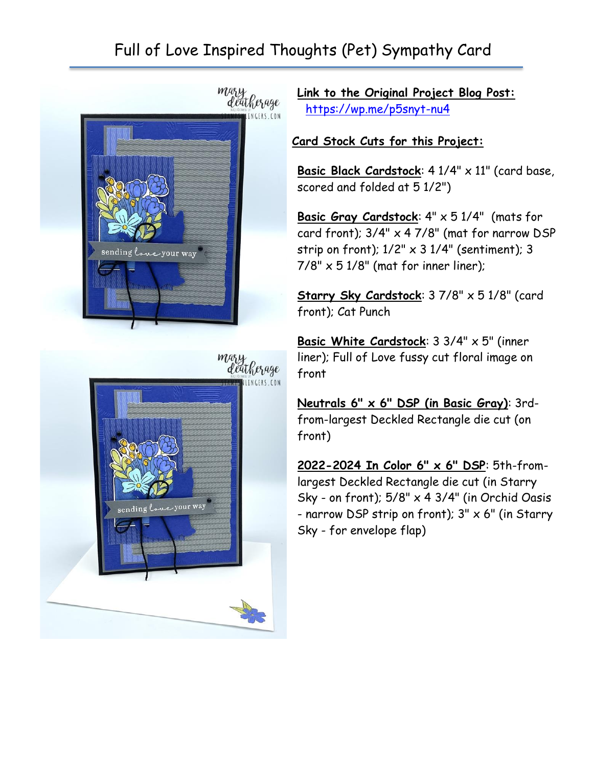# Full of Love Inspired Thoughts (Pet) Sympathy Card

**Link to the Original Project Blog Post:** https://wp.me/p5snyt-nu4

**Card Stock Cuts for this Project:**

**Basic Black Cardstock**: 4 1/4" x 11" (card base, scored and folded at 5 1/2")

**Basic Gray Cardstock**: 4" x 5 1/4" (mats for card front); 3/4" x 4 7/8" (mat for narrow DSP strip on front); 1/2" x 3 1/4" (sentiment); 3 7/8" x 5 1/8" (mat for inner liner);

**Starry Sky Cardstock**: 3 7/8" x 5 1/8" (card front); Cat Punch

**Basic White Cardstock**: 3 3/4" x 5" (inner liner); Full of Love fussy cut floral image on front

**Neutrals 6" x 6" DSP (in Basic Gray)**: 3rd-from-largest Deckled Rectangle die cut (on front)

**2022-2024 In Color 6" x 6" DSP**: 5th-from-largest Deckled Rectangle die cut (in Starry Sky - on front); 5/8" x 4 3/4" (in Orchid Oasis - narrow DSP strip on front); 3" x 6" (in Starry Sky - for envelope flap)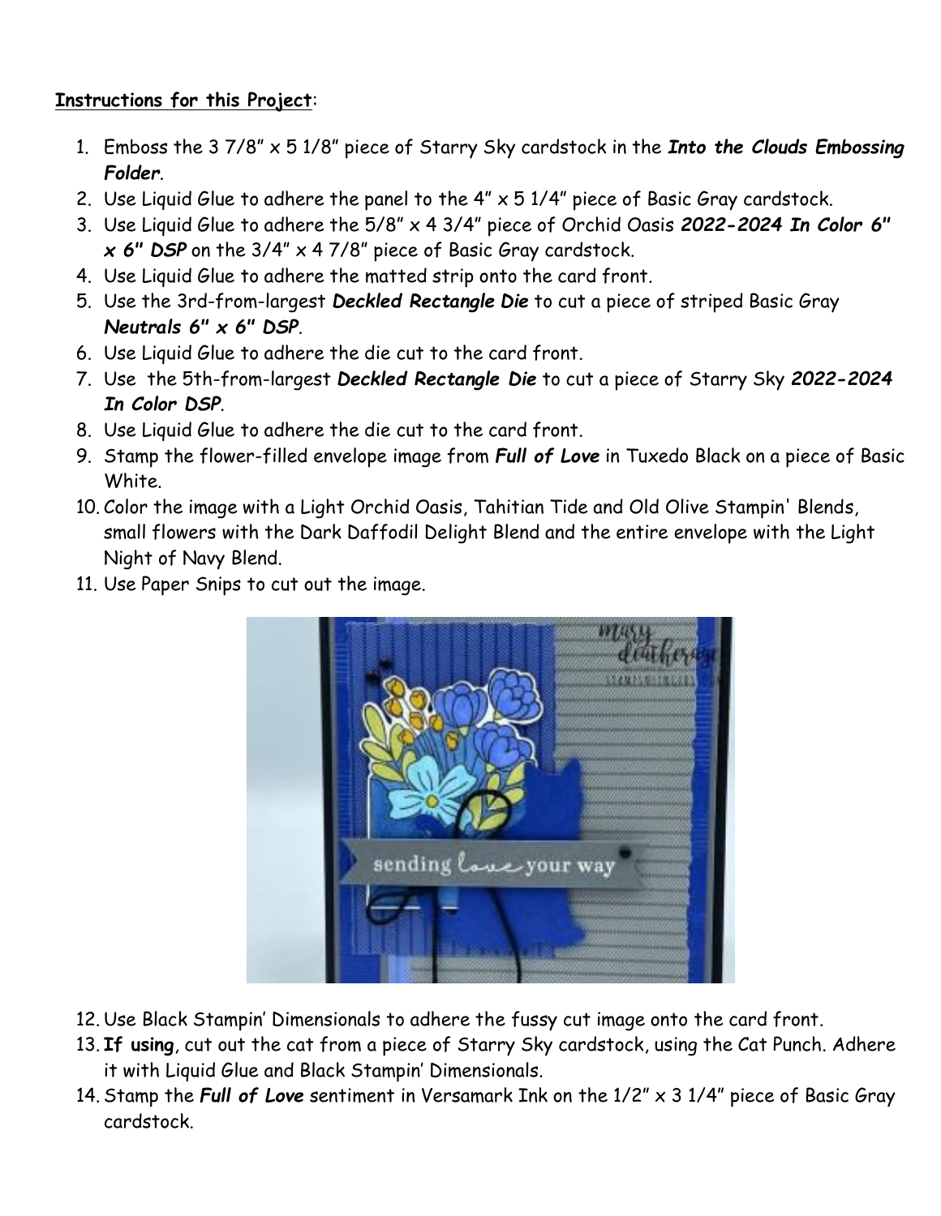**<u>Instructions for this Project</u>**:

1. Emboss the 3 7/8" x 5 1/8" piece of Starry Sky cardstock in the ***Into the Clouds Embossing Folder***.
2. Use Liquid Glue to adhere the panel to the 4" x 5 1/4" piece of Basic Gray cardstock.
3. Use Liquid Glue to adhere the 5/8" x 4 3/4" piece of Orchid Oasis ***2022-2024 In Color 6" x 6" DSP*** on the 3/4" x 4 7/8" piece of Basic Gray cardstock.
4. Use Liquid Glue to adhere the matted strip onto the card front.
5. Use the 3rd-from-largest ***Deckled Rectangle Die*** to cut a piece of striped Basic Gray ***Neutrals 6" x 6" DSP***.
6. Use Liquid Glue to adhere the die cut to the card front.
7. Use the 5th-from-largest ***Deckled Rectangle Die*** to cut a piece of Starry Sky ***2022-2024 In Color DSP***.
8. Use Liquid Glue to adhere the die cut to the card front.
9. Stamp the flower-filled envelope image from ***Full of Love*** in Tuxedo Black on a piece of Basic White.
10. Color the image with a Light Orchid Oasis, Tahitian Tide and Old Olive Stampin' Blends, small flowers with the Dark Daffodil Delight Blend and the entire envelope with the Light Night of Navy Blend.
11. Use Paper Snips to cut out the image.
12. Use Black Stampin' Dimensionals to adhere the fussy cut image onto the card front.
13. **If using**, cut out the cat from a piece of Starry Sky cardstock, using the Cat Punch. Adhere it with Liquid Glue and Black Stampin' Dimensionals.
14. Stamp the ***Full of Love*** sentiment in Versamark Ink on the 1/2" x 3 1/4" piece of Basic Gray cardstock.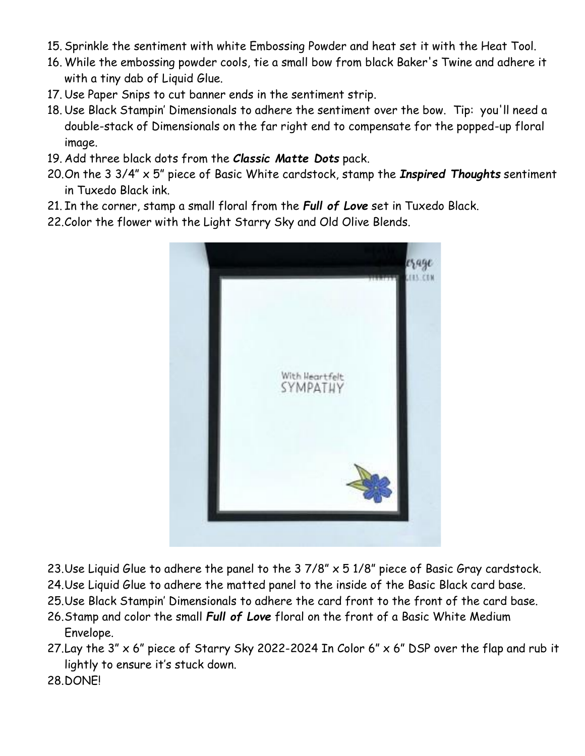15. Sprinkle the sentiment with white Embossing Powder and heat set it with the Heat Tool.
16. While the embossing powder cools, tie a small bow from black Baker's Twine and adhere it with a tiny dab of Liquid Glue.
17. Use Paper Snips to cut banner ends in the sentiment strip.
18. Use Black Stampin' Dimensionals to adhere the sentiment over the bow. Tip: you'll need a double-stack of Dimensionals on the far right end to compensate for the popped-up floral image.
19. Add three black dots from the ***Classic Matte Dots*** pack.
20. On the 3 3/4" x 5" piece of Basic White cardstock, stamp the ***Inspired Thoughts*** sentiment in Tuxedo Black ink.
21. In the corner, stamp a small floral from the ***Full of Love*** set in Tuxedo Black.
22. Color the flower with the Light Starry Sky and Old Olive Blends.

23. Use Liquid Glue to adhere the panel to the 3 7/8" x 5 1/8" piece of Basic Gray cardstock.
24. Use Liquid Glue to adhere the matted panel to the inside of the Basic Black card base.
25. Use Black Stampin' Dimensionals to adhere the card front to the front of the card base.
26. Stamp and color the small ***Full of Love*** floral on the front of a Basic White Medium Envelope.
27. Lay the 3" x 6" piece of Starry Sky 2022-2024 In Color 6" x 6" DSP over the flap and rub it lightly to ensure it's stuck down.
28. DONE!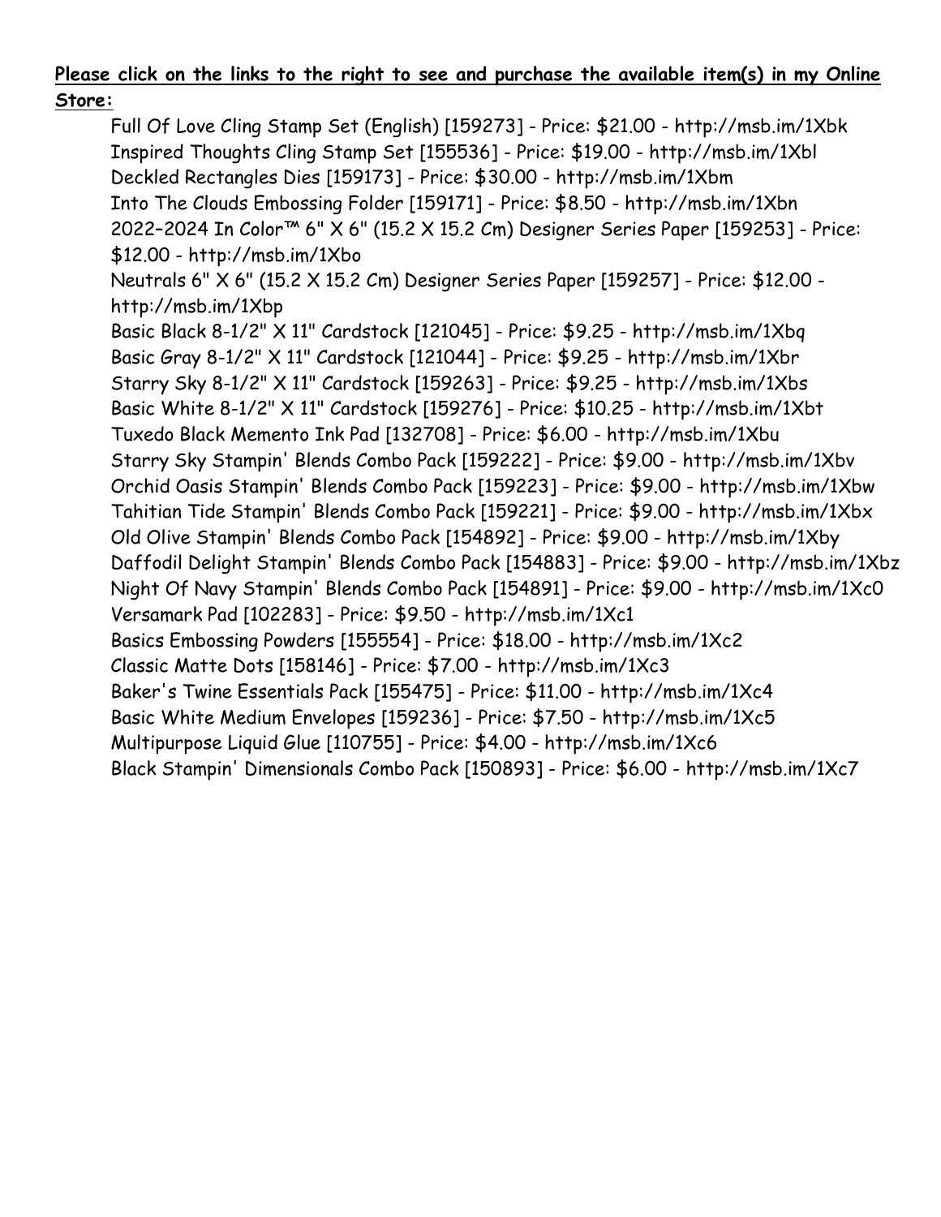**Please click on the links to the right to see and purchase the available item(s) in my Online Store:**

Full Of Love Cling Stamp Set (English) [159273] - Price: $21.00 - http://msb.im/1Xbk
Inspired Thoughts Cling Stamp Set [155536] - Price: $19.00 - http://msb.im/1Xbl
Deckled Rectangles Dies [159173] - Price: $30.00 - http://msb.im/1Xbm
Into The Clouds Embossing Folder [159171] - Price: $8.50 - http://msb.im/1Xbn
2022–2024 In Color™ 6" X 6" (15.2 X 15.2 Cm) Designer Series Paper [159253] - Price: $12.00 - http://msb.im/1Xbo
Neutrals 6" X 6" (15.2 X 15.2 Cm) Designer Series Paper [159257] - Price: $12.00 - http://msb.im/1Xbp
Basic Black 8-1/2" X 11" Cardstock [121045] - Price: $9.25 - http://msb.im/1Xbq
Basic Gray 8-1/2" X 11" Cardstock [121044] - Price: $9.25 - http://msb.im/1Xbr
Starry Sky 8-1/2" X 11" Cardstock [159263] - Price: $9.25 - http://msb.im/1Xbs
Basic White 8-1/2" X 11" Cardstock [159276] - Price: $10.25 - http://msb.im/1Xbt
Tuxedo Black Memento Ink Pad [132708] - Price: $6.00 - http://msb.im/1Xbu
Starry Sky Stampin' Blends Combo Pack [159222] - Price: $9.00 - http://msb.im/1Xbv
Orchid Oasis Stampin' Blends Combo Pack [159223] - Price: $9.00 - http://msb.im/1Xbw
Tahitian Tide Stampin' Blends Combo Pack [159221] - Price: $9.00 - http://msb.im/1Xbx
Old Olive Stampin' Blends Combo Pack [154892] - Price: $9.00 - http://msb.im/1Xby
Daffodil Delight Stampin' Blends Combo Pack [154883] - Price: $9.00 - http://msb.im/1Xbz
Night Of Navy Stampin' Blends Combo Pack [154891] - Price: $9.00 - http://msb.im/1Xc0
Versamark Pad [102283] - Price: $9.50 - http://msb.im/1Xc1
Basics Embossing Powders [155554] - Price: $18.00 - http://msb.im/1Xc2
Classic Matte Dots [158146] - Price: $7.00 - http://msb.im/1Xc3
Baker's Twine Essentials Pack [155475] - Price: $11.00 - http://msb.im/1Xc4
Basic White Medium Envelopes [159236] - Price: $7.50 - http://msb.im/1Xc5
Multipurpose Liquid Glue [110755] - Price: $4.00 - http://msb.im/1Xc6
Black Stampin' Dimensionals Combo Pack [150893] - Price: $6.00 - http://msb.im/1Xc7